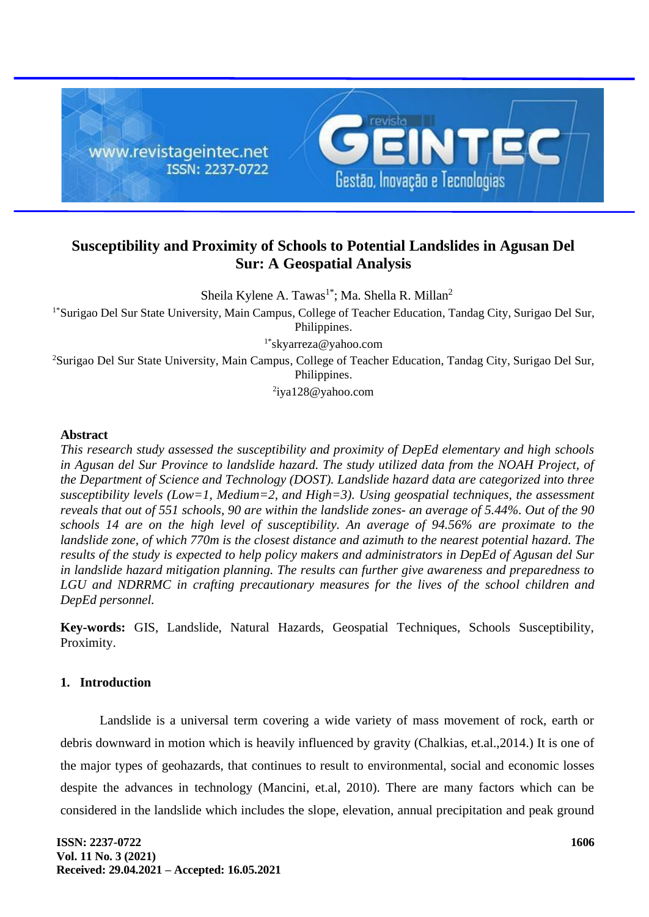# Susceptibility and Proximity of Schools to Potential Landslides in Agusan Del Sur: A Geospatial Analysis

Sheila Kylene A. Tawas[1*]; Ma. Shella R. Millan[2]

[1*]Surigao Del Sur State University, Main Campus, College of Teacher Education, Tandag City, Surigao Del Sur, Philippines.

[1*]skyarreza@yahoo.com

[2]Surigao Del Sur State University, Main Campus, College of Teacher Education, Tandag City, Surigao Del Sur, Philippines.

[2]iya128@yahoo.com

## Abstract

*This research study assessed the susceptibility and proximity of DepEd elementary and high schools in Agusan del Sur Province to landslide hazard. The study utilized data from the NOAH Project, of the Department of Science and Technology (DOST). Landslide hazard data are categorized into three susceptibility levels (Low=1, Medium=2, and High=3). Using geospatial techniques, the assessment reveals that out of 551 schools, 90 are within the landslide zones- an average of 5.44%. Out of the 90 schools 14 are on the high level of susceptibility. An average of 94.56% are proximate to the landslide zone, of which 770m is the closest distance and azimuth to the nearest potential hazard. The results of the study is expected to help policy makers and administrators in DepEd of Agusan del Sur in landslide hazard mitigation planning. The results can further give awareness and preparedness to LGU and NDRRMC in crafting precautionary measures for the lives of the school children and DepEd personnel.*

**Key-words:** GIS, Landslide, Natural Hazards, Geospatial Techniques, Schools Susceptibility, Proximity.

## 1. Introduction

Landslide is a universal term covering a wide variety of mass movement of rock, earth or debris downward in motion which is heavily influenced by gravity (Chalkias, et.al.,2014.) It is one of the major types of geohazards, that continues to result to environmental, social and economic losses despite the advances in technology (Mancini, et.al, 2010). There are many factors which can be considered in the landslide which includes the slope, elevation, annual precipitation and peak ground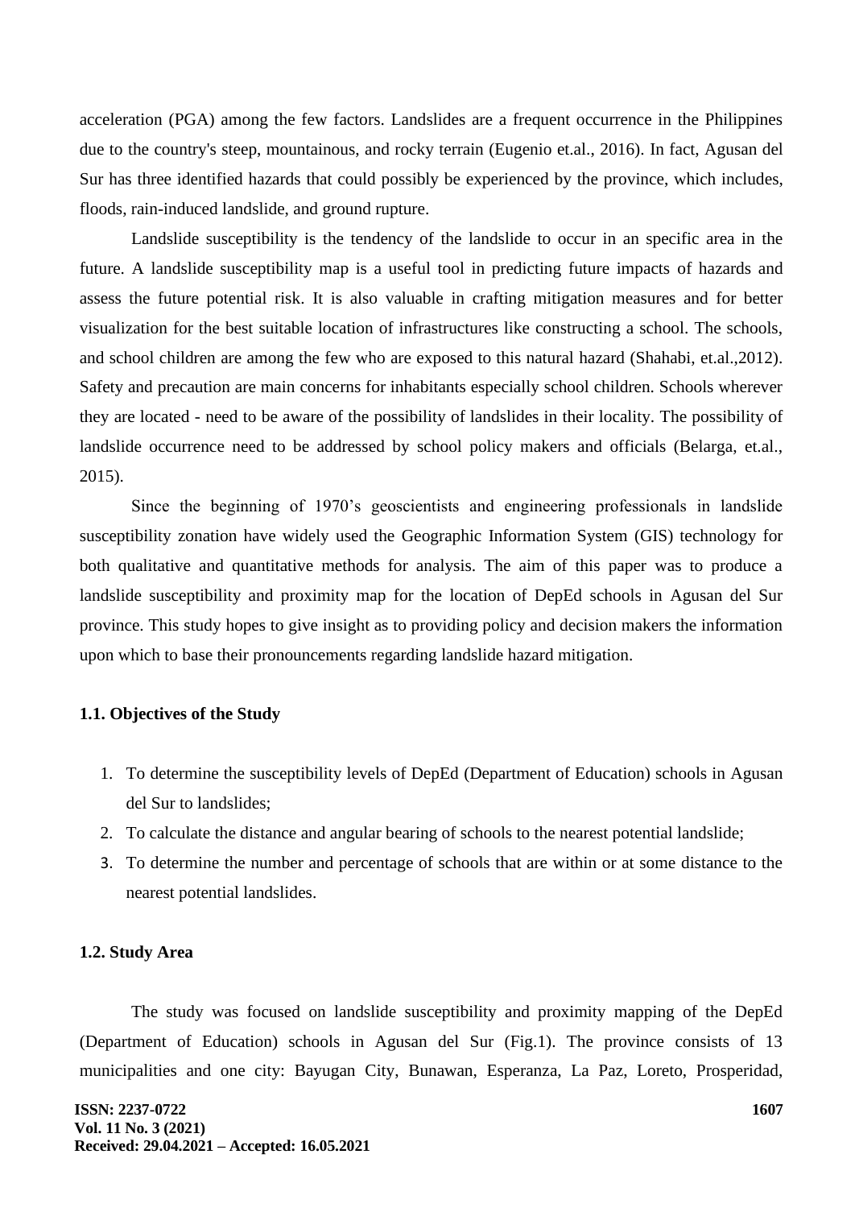acceleration (PGA) among the few factors. Landslides are a frequent occurrence in the Philippines due to the country's steep, mountainous, and rocky terrain (Eugenio et.al., 2016). In fact, Agusan del Sur has three identified hazards that could possibly be experienced by the province, which includes, floods, rain-induced landslide, and ground rupture.

Landslide susceptibility is the tendency of the landslide to occur in an specific area in the future. A landslide susceptibility map is a useful tool in predicting future impacts of hazards and assess the future potential risk. It is also valuable in crafting mitigation measures and for better visualization for the best suitable location of infrastructures like constructing a school. The schools, and school children are among the few who are exposed to this natural hazard (Shahabi, et.al.,2012). Safety and precaution are main concerns for inhabitants especially school children. Schools wherever they are located - need to be aware of the possibility of landslides in their locality. The possibility of landslide occurrence need to be addressed by school policy makers and officials (Belarga, et.al., 2015).

Since the beginning of 1970's geoscientists and engineering professionals in landslide susceptibility zonation have widely used the Geographic Information System (GIS) technology for both qualitative and quantitative methods for analysis. The aim of this paper was to produce a landslide susceptibility and proximity map for the location of DepEd schools in Agusan del Sur province. This study hopes to give insight as to providing policy and decision makers the information upon which to base their pronouncements regarding landslide hazard mitigation.

### 1.1. Objectives of the Study

1. To determine the susceptibility levels of DepEd (Department of Education) schools in Agusan del Sur to landslides;
2. To calculate the distance and angular bearing of schools to the nearest potential landslide;
3. To determine the number and percentage of schools that are within or at some distance to the nearest potential landslides.

### 1.2. Study Area

The study was focused on landslide susceptibility and proximity mapping of the DepEd (Department of Education) schools in Agusan del Sur (Fig.1). The province consists of 13 municipalities and one city: Bayugan City, Bunawan, Esperanza, La Paz, Loreto, Prosperidad,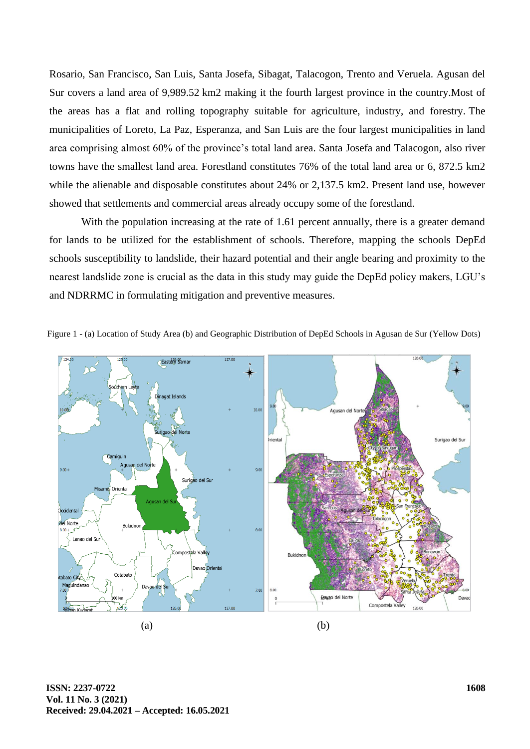Rosario, San Francisco, San Luis, Santa Josefa, Sibagat, Talacogon, Trento and Veruela. Agusan del Sur covers a land area of 9,989.52 km2 making it the fourth largest province in the country.Most of the areas has a flat and rolling topography suitable for agriculture, industry, and forestry. The municipalities of Loreto, La Paz, Esperanza, and San Luis are the four largest municipalities in land area comprising almost 60% of the province's total land area. Santa Josefa and Talacogon, also river towns have the smallest land area. Forestland constitutes 76% of the total land area or 6, 872.5 km2 while the alienable and disposable constitutes about 24% or 2,137.5 km2. Present land use, however showed that settlements and commercial areas already occupy some of the forestland.

With the population increasing at the rate of 1.61 percent annually, there is a greater demand for lands to be utilized for the establishment of schools. Therefore, mapping the schools DepEd schools susceptibility to landslide, their hazard potential and their angle bearing and proximity to the nearest landslide zone is crucial as the data in this study may guide the DepEd policy makers, LGU's and NDRRMC in formulating mitigation and preventive measures.

Figure 1 - (a) Location of Study Area (b) and Geographic Distribution of DepEd Schools in Agusan de Sur (Yellow Dots)

(a) (b)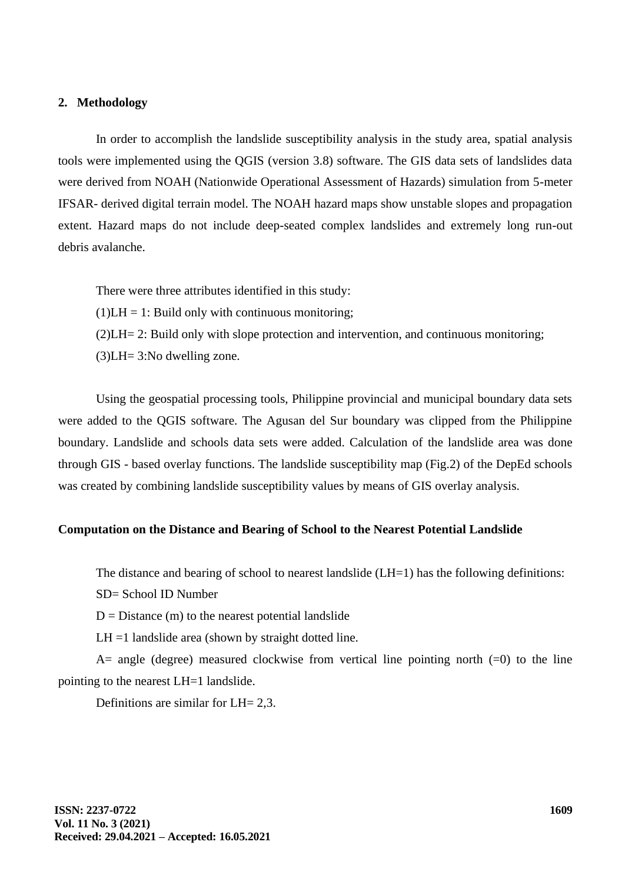## 2. Methodology

In order to accomplish the landslide susceptibility analysis in the study area, spatial analysis tools were implemented using the QGIS (version 3.8) software. The GIS data sets of landslides data were derived from NOAH (Nationwide Operational Assessment of Hazards) simulation from 5-meter IFSAR- derived digital terrain model. The NOAH hazard maps show unstable slopes and propagation extent. Hazard maps do not include deep-seated complex landslides and extremely long run-out debris avalanche.

There were three attributes identified in this study:

(1)LH = 1: Build only with continuous monitoring;

(2)LH= 2: Build only with slope protection and intervention, and continuous monitoring;

(3)LH= 3:No dwelling zone.

Using the geospatial processing tools, Philippine provincial and municipal boundary data sets were added to the QGIS software. The Agusan del Sur boundary was clipped from the Philippine boundary. Landslide and schools data sets were added. Calculation of the landslide area was done through GIS - based overlay functions. The landslide susceptibility map (Fig.2) of the DepEd schools was created by combining landslide susceptibility values by means of GIS overlay analysis.

### Computation on the Distance and Bearing of School to the Nearest Potential Landslide

The distance and bearing of school to nearest landslide (LH=1) has the following definitions:

SD= School ID Number

D = Distance (m) to the nearest potential landslide

LH =1 landslide area (shown by straight dotted line.

A= angle (degree) measured clockwise from vertical line pointing north (=0) to the line pointing to the nearest LH=1 landslide.

Definitions are similar for LH= 2,3.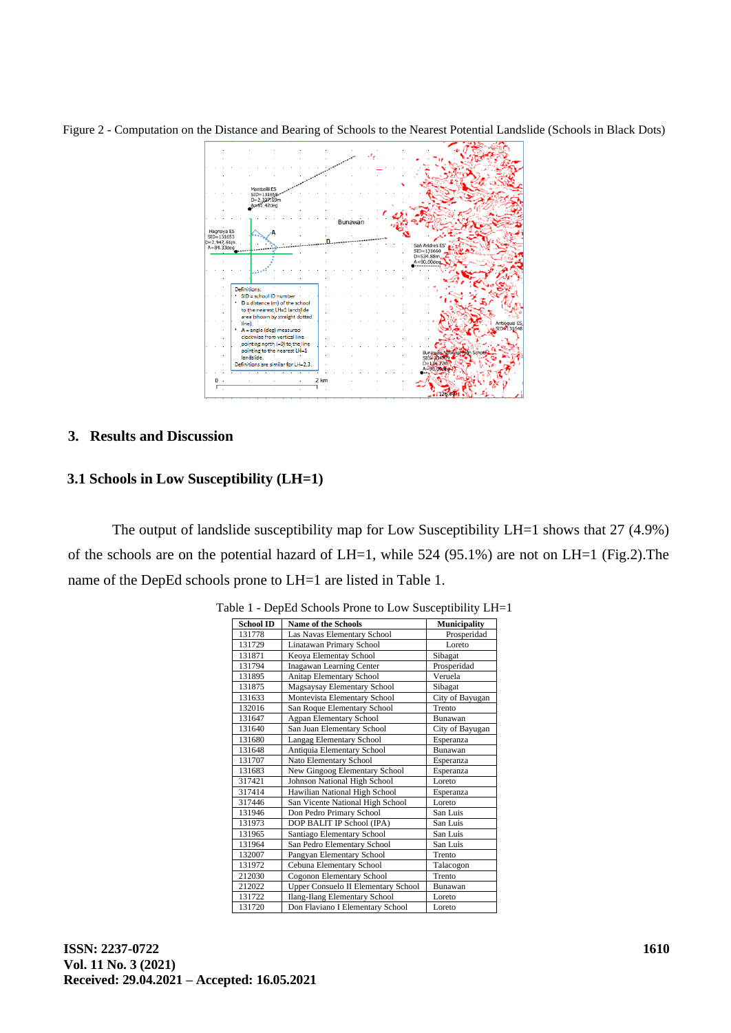Figure 2 - Computation on the Distance and Bearing of Schools to the Nearest Potential Landslide (Schools in Black Dots)

## 3. Results and Discussion

### 3.1 Schools in Low Susceptibility (LH=1)

The output of landslide susceptibility map for Low Susceptibility LH=1 shows that 27 (4.9%) of the schools are on the potential hazard of LH=1, while 524 (95.1%) are not on LH=1 (Fig.2).The name of the DepEd schools prone to LH=1 are listed in Table 1.

Table 1 - DepEd Schools Prone to Low Susceptibility LH=1

| School ID | Name of the Schools | Municipality |
|---|---|---|
| 131778 | Las Navas Elementary School | Prosperidad |
| 131729 | Linatawan Primary School | Loreto |
| 131871 | Keoya Elementay School | Sibagat |
| 131794 | Inagawan Learning Center | Prosperidad |
| 131895 | Anitap Elementary School | Veruela |
| 131875 | Magsaysay Elementary School | Sibagat |
| 131633 | Montevista Elementary School | City of Bayugan |
| 132016 | San Roque Elementary School | Trento |
| 131647 | Agpan Elementary School | Bunawan |
| 131640 | San Juan Elementary School | City of Bayugan |
| 131680 | Langag Elementary School | Esperanza |
| 131648 | Antiquia Elementary School | Bunawan |
| 131707 | Nato Elementary School | Esperanza |
| 131683 | New Gingoog Elementary School | Esperanza |
| 317421 | Johnson National High School | Loreto |
| 317414 | Hawilian National High School | Esperanza |
| 317446 | San Vicente National High School | Loreto |
| 131946 | Don Pedro Primary School | San Luis |
| 131973 | DOP BALIT IP School (IPA) | San Luis |
| 131965 | Santiago Elementary School | San Luis |
| 131964 | San Pedro Elementary School | San Luis |
| 132007 | Pangyan Elementary School | Trento |
| 131972 | Cebuna Elementary School | Talacogon |
| 212030 | Cogonon Elementary School | Trento |
| 212022 | Upper Consuelo II Elementary School | Bunawan |
| 131722 | Ilang-Ilang Elementary School | Loreto |
| 131720 | Don Flaviano I Elementary School | Loreto |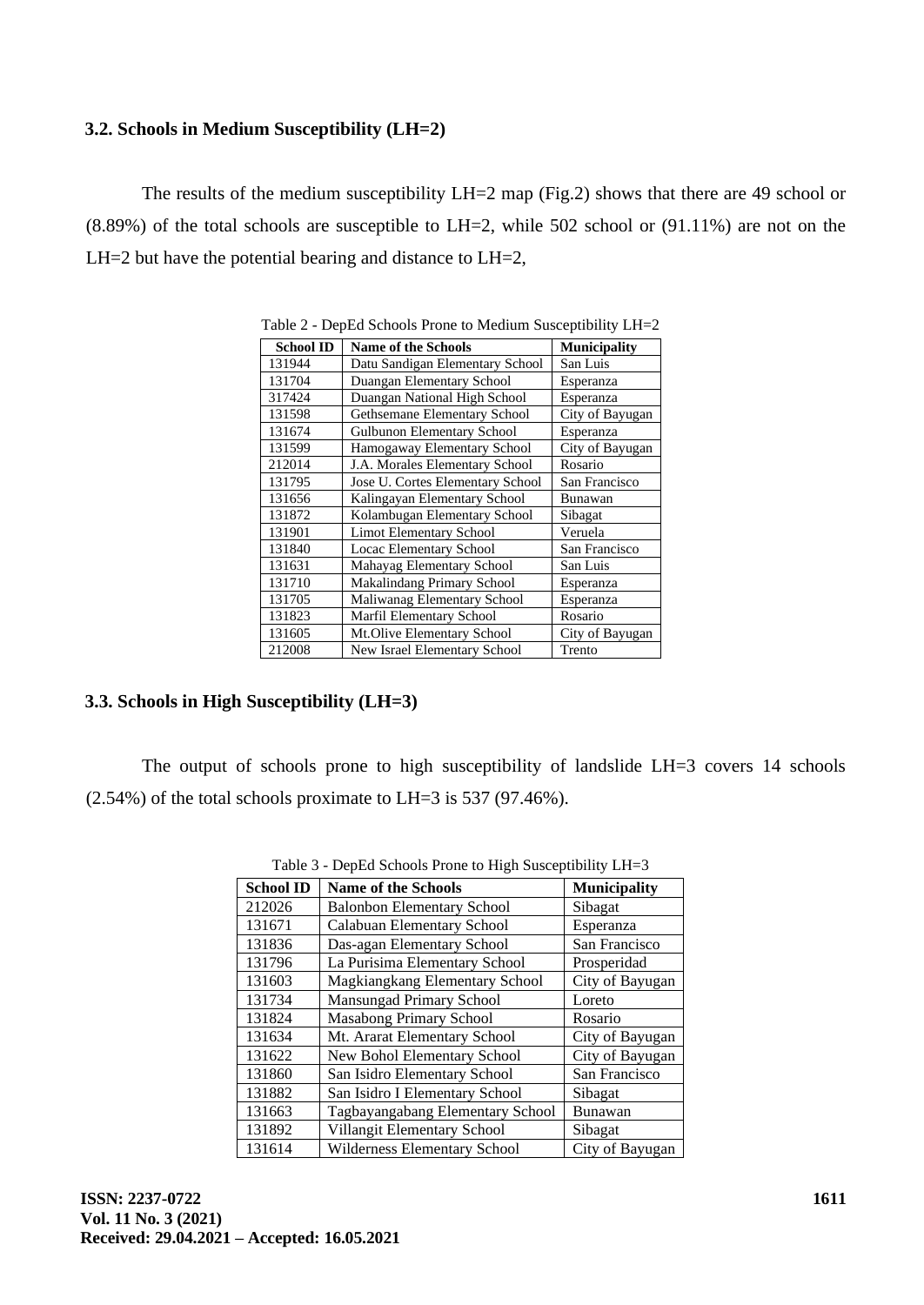### 3.2. Schools in Medium Susceptibility (LH=2)

The results of the medium susceptibility LH=2 map (Fig.2) shows that there are 49 school or (8.89%) of the total schools are susceptible to LH=2, while 502 school or (91.11%) are not on the LH=2 but have the potential bearing and distance to LH=2,

Table 2 - DepEd Schools Prone to Medium Susceptibility LH=2

| School ID | Name of the Schools | Municipality |
|---|---|---|
| 131944 | Datu Sandigan Elementary School | San Luis |
| 131704 | Duangan Elementary School | Esperanza |
| 317424 | Duangan National High School | Esperanza |
| 131598 | Gethsemane Elementary School | City of Bayugan |
| 131674 | Gulbunon Elementary School | Esperanza |
| 131599 | Hamogaway Elementary School | City of Bayugan |
| 212014 | J.A. Morales Elementary School | Rosario |
| 131795 | Jose U. Cortes Elementary School | San Francisco |
| 131656 | Kalingayan Elementary School | Bunawan |
| 131872 | Kolambugan Elementary School | Sibagat |
| 131901 | Limot Elementary School | Veruela |
| 131840 | Locac Elementary School | San Francisco |
| 131631 | Mahayag Elementary School | San Luis |
| 131710 | Makalindang Primary School | Esperanza |
| 131705 | Maliwanag Elementary School | Esperanza |
| 131823 | Marfil Elementary School | Rosario |
| 131605 | Mt.Olive Elementary School | City of Bayugan |
| 212008 | New Israel Elementary School | Trento |

### 3.3. Schools in High Susceptibility (LH=3)

The output of schools prone to high susceptibility of landslide LH=3 covers 14 schools (2.54%) of the total schools proximate to LH=3 is 537 (97.46%).

Table 3 - DepEd Schools Prone to High Susceptibility LH=3

| School ID | Name of the Schools | Municipality |
|---|---|---|
| 212026 | Balonbon Elementary School | Sibagat |
| 131671 | Calabuan Elementary School | Esperanza |
| 131836 | Das-agan Elementary School | San Francisco |
| 131796 | La Purisima Elementary School | Prosperidad |
| 131603 | Magkiangkang Elementary School | City of Bayugan |
| 131734 | Mansungad Primary School | Loreto |
| 131824 | Masabong Primary School | Rosario |
| 131634 | Mt. Ararat Elementary School | City of Bayugan |
| 131622 | New Bohol Elementary School | City of Bayugan |
| 131860 | San Isidro Elementary School | San Francisco |
| 131882 | San Isidro I Elementary School | Sibagat |
| 131663 | Tagbayangabang Elementary School | Bunawan |
| 131892 | Villangit Elementary School | Sibagat |
| 131614 | Wilderness Elementary School | City of Bayugan |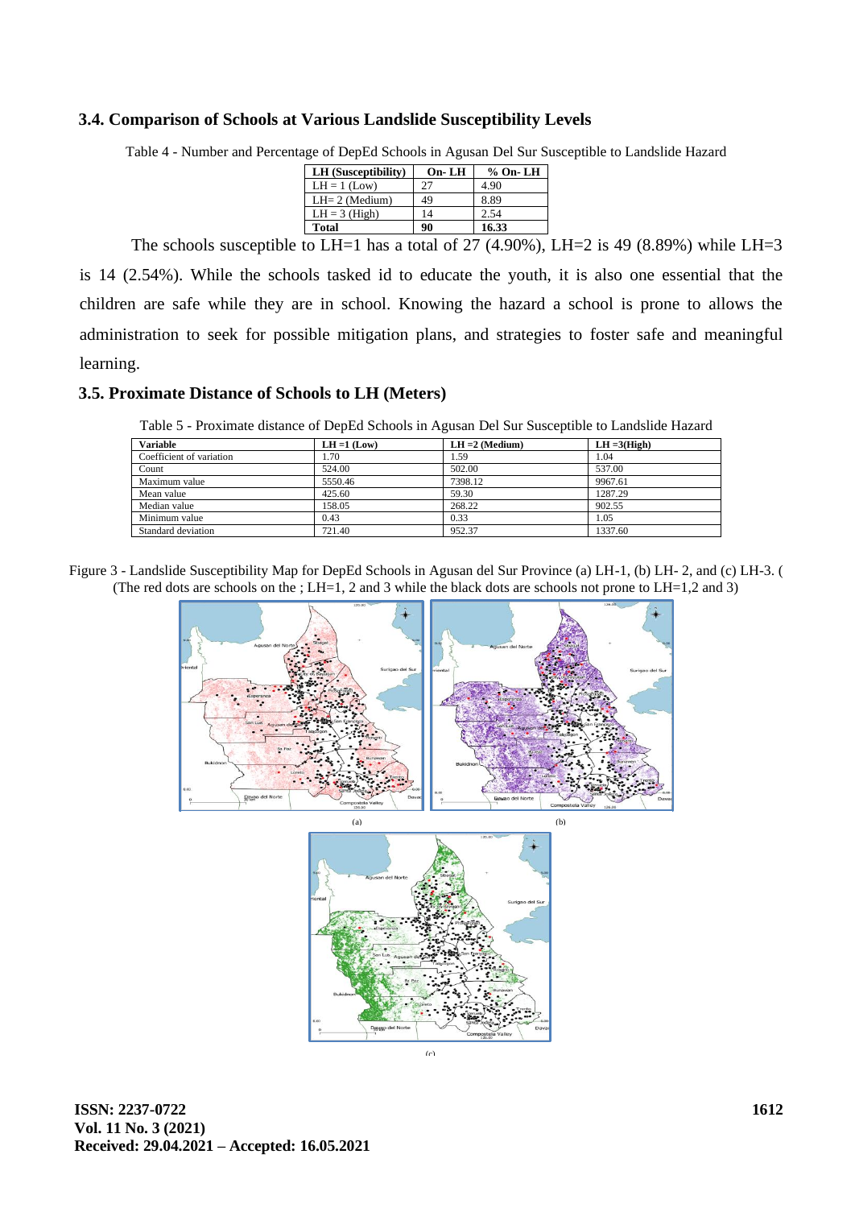### 3.4. Comparison of Schools at Various Landslide Susceptibility Levels

Table 4 - Number and Percentage of DepEd Schools in Agusan Del Sur Susceptible to Landslide Hazard

| LH (Susceptibility) | On- LH | % On- LH |
|---|---|---|
| LH = 1 (Low) | 27 | 4.90 |
| LH= 2 (Medium) | 49 | 8.89 |
| LH = 3 (High) | 14 | 2.54 |
| **Total** | **90** | **16.33** |

The schools susceptible to LH=1 has a total of 27 (4.90%), LH=2 is 49 (8.89%) while LH=3 is 14 (2.54%). While the schools tasked id to educate the youth, it is also one essential that the children are safe while they are in school. Knowing the hazard a school is prone to allows the administration to seek for possible mitigation plans, and strategies to foster safe and meaningful learning.

### 3.5. Proximate Distance of Schools to LH (Meters)

Table 5 - Proximate distance of DepEd Schools in Agusan Del Sur Susceptible to Landslide Hazard

| Variable | LH =1 (Low) | LH =2 (Medium) | LH =3(High) |
|---|---|---|---|
| Coefficient of variation | 1.70 | 1.59 | 1.04 |
| Count | 524.00 | 502.00 | 537.00 |
| Maximum value | 5550.46 | 7398.12 | 9967.61 |
| Mean value | 425.60 | 59.30 | 1287.29 |
| Median value | 158.05 | 268.22 | 902.55 |
| Minimum value | 0.43 | 0.33 | 1.05 |
| Standard deviation | 721.40 | 952.37 | 1337.60 |

Figure 3 - Landslide Susceptibility Map for DepEd Schools in Agusan del Sur Province (a) LH-1, (b) LH- 2, and (c) LH-3. ( (The red dots are schools on the ; LH=1, 2 and 3 while the black dots are schools not prone to LH=1,2 and 3)

(a)

(b)

(c)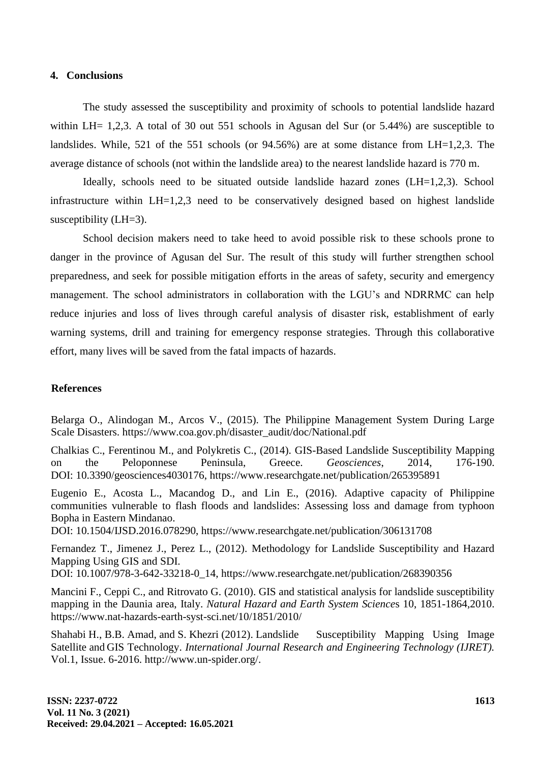## 4. Conclusions

The study assessed the susceptibility and proximity of schools to potential landslide hazard within LH= 1,2,3. A total of 30 out 551 schools in Agusan del Sur (or 5.44%) are susceptible to landslides. While, 521 of the 551 schools (or 94.56%) are at some distance from LH=1,2,3. The average distance of schools (not within the landslide area) to the nearest landslide hazard is 770 m.

Ideally, schools need to be situated outside landslide hazard zones (LH=1,2,3). School infrastructure within LH=1,2,3 need to be conservatively designed based on highest landslide susceptibility (LH=3).

School decision makers need to take heed to avoid possible risk to these schools prone to danger in the province of Agusan del Sur. The result of this study will further strengthen school preparedness, and seek for possible mitigation efforts in the areas of safety, security and emergency management. The school administrators in collaboration with the LGU's and NDRRMC can help reduce injuries and loss of lives through careful analysis of disaster risk, establishment of early warning systems, drill and training for emergency response strategies. Through this collaborative effort, many lives will be saved from the fatal impacts of hazards.

## References

Belarga O., Alindogan M., Arcos V., (2015). The Philippine Management System During Large Scale Disasters. https://www.coa.gov.ph/disaster_audit/doc/National.pdf

Chalkias C., Ferentinou M., and Polykretis C., (2014). GIS-Based Landslide Susceptibility Mapping on the Peloponnese Peninsula, Greece. *Geosciences*, 2014, 176-190. DOI: 10.3390/geosciences4030176, https://www.researchgate.net/publication/265395891

Eugenio E., Acosta L., Macandog D., and Lin E., (2016). Adaptive capacity of Philippine communities vulnerable to flash floods and landslides: Assessing loss and damage from typhoon Bopha in Eastern Mindanao.
DOI: 10.1504/IJSD.2016.078290, https://www.researchgate.net/publication/306131708

Fernandez T., Jimenez J., Perez L., (2012). Methodology for Landslide Susceptibility and Hazard Mapping Using GIS and SDI.
DOI: 10.1007/978-3-642-33218-0_14, https://www.researchgate.net/publication/268390356

Mancini F., Ceppi C., and Ritrovato G. (2010). GIS and statistical analysis for landslide susceptibility mapping in the Daunia area, Italy. *Natural Hazard and Earth System Science*s 10, 1851-1864,2010. https://www.nat-hazards-earth-syst-sci.net/10/1851/2010/

Shahabi H., B.B. Amad, and S. Khezri (2012). Landslide Susceptibility Mapping Using Image Satellite and GIS Technology. *International Journal Research and Engineering Technology (IJRET).* Vol.1, Issue. 6-2016. http://www.un-spider.org/.